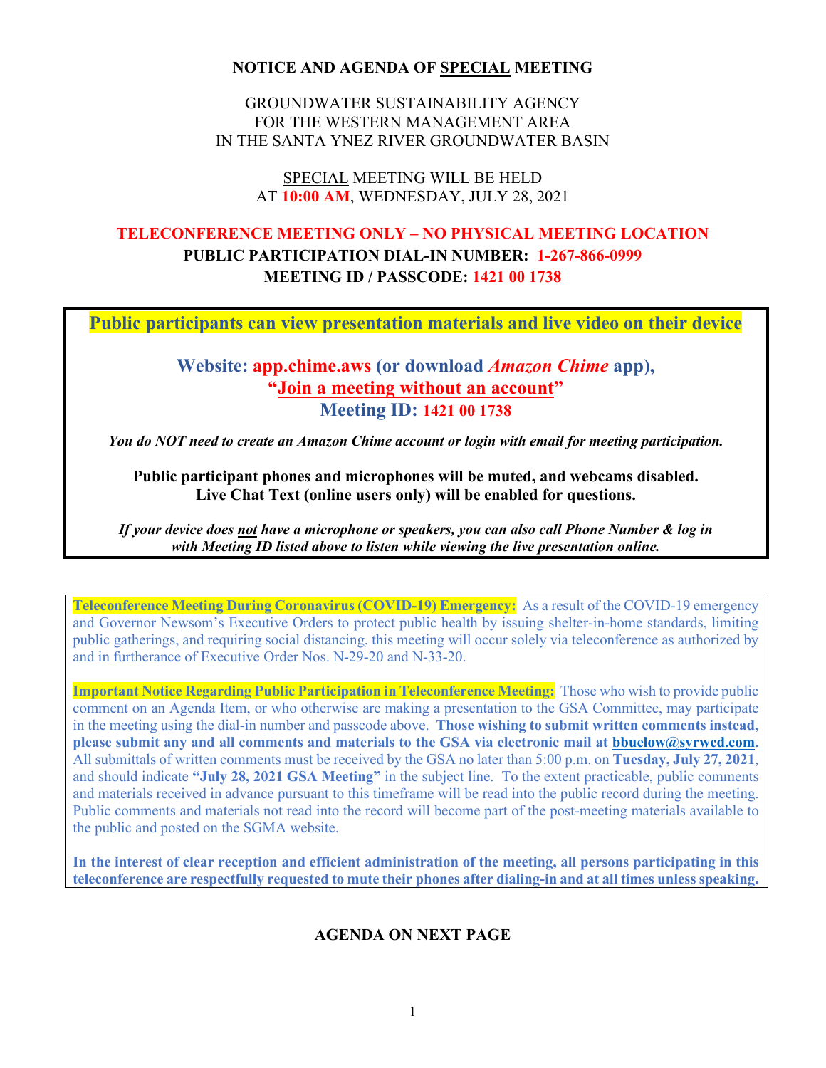# NOTICE AND AGENDA OF SPECIAL MEETING

GROUNDWATER SUSTAINABILITY AGENCY
FOR THE WESTERN MANAGEMENT AREA
IN THE SANTA YNEZ RIVER GROUNDWATER BASIN

SPECIAL MEETING WILL BE HELD
AT **10:00 AM**, WEDNESDAY, JULY 28, 2021

**TELECONFERENCE MEETING ONLY – NO PHYSICAL MEETING LOCATION**
**PUBLIC PARTICIPATION DIAL-IN NUMBER: 1-267-866-0999**
**MEETING ID / PASSCODE: 1421 00 1738**

---

**Public participants can view presentation materials and live video on their device**

**Website: app.chime.aws (or download *Amazon Chime* app),**
**"Join a meeting without an account"**
**Meeting ID: 1421 00 1738**

***You do NOT need to create an Amazon Chime account or login with email for meeting participation.***

**Public participant phones and microphones will be muted, and webcams disabled.**
**Live Chat Text (online users only) will be enabled for questions.**

***If your device does not have a microphone or speakers, you can also call Phone Number & log in with Meeting ID listed above to listen while viewing the live presentation online.***

---

**Teleconference Meeting During Coronavirus (COVID-19) Emergency:** As a result of the COVID-19 emergency and Governor Newsom's Executive Orders to protect public health by issuing shelter-in-home standards, limiting public gatherings, and requiring social distancing, this meeting will occur solely via teleconference as authorized by and in furtherance of Executive Order Nos. N-29-20 and N-33-20.

**Important Notice Regarding Public Participation in Teleconference Meeting:** Those who wish to provide public comment on an Agenda Item, or who otherwise are making a presentation to the GSA Committee, may participate in the meeting using the dial-in number and passcode above. **Those wishing to submit written comments instead, please submit any and all comments and materials to the GSA via electronic mail at bbuelow@syrwcd.com.** All submittals of written comments must be received by the GSA no later than 5:00 p.m. on **Tuesday, July 27, 2021**, and should indicate **"July 28, 2021 GSA Meeting"** in the subject line. To the extent practicable, public comments and materials received in advance pursuant to this timeframe will be read into the public record during the meeting. Public comments and materials not read into the record will become part of the post-meeting materials available to the public and posted on the SGMA website.

**In the interest of clear reception and efficient administration of the meeting, all persons participating in this teleconference are respectfully requested to mute their phones after dialing-in and at all times unless speaking.**

**AGENDA ON NEXT PAGE**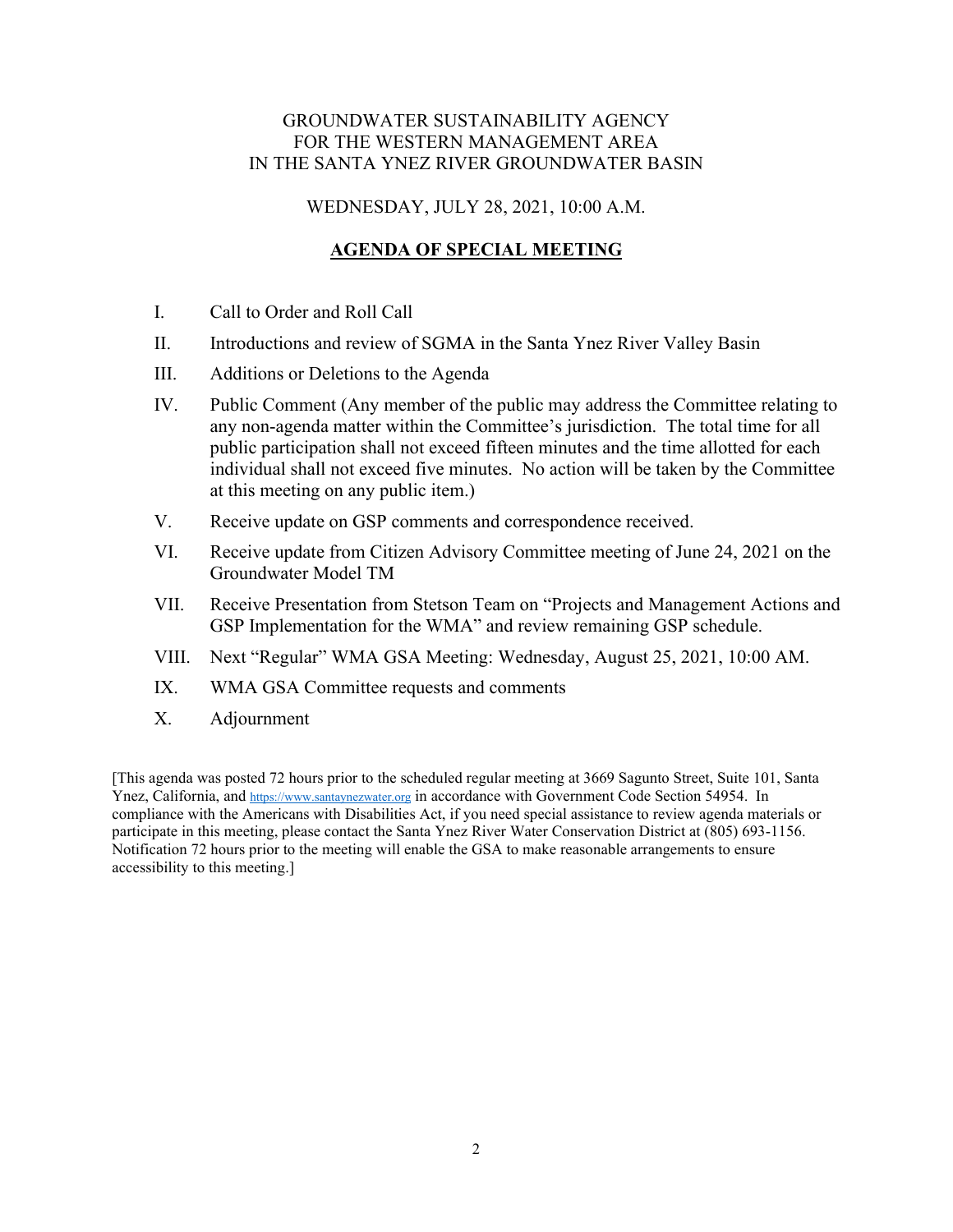GROUNDWATER SUSTAINABILITY AGENCY
FOR THE WESTERN MANAGEMENT AREA
IN THE SANTA YNEZ RIVER GROUNDWATER BASIN

WEDNESDAY, JULY 28, 2021, 10:00 A.M.

## AGENDA OF SPECIAL MEETING

I. Call to Order and Roll Call

II. Introductions and review of SGMA in the Santa Ynez River Valley Basin

III. Additions or Deletions to the Agenda

IV. Public Comment (Any member of the public may address the Committee relating to any non-agenda matter within the Committee's jurisdiction. The total time for all public participation shall not exceed fifteen minutes and the time allotted for each individual shall not exceed five minutes. No action will be taken by the Committee at this meeting on any public item.)

V. Receive update on GSP comments and correspondence received.

VI. Receive update from Citizen Advisory Committee meeting of June 24, 2021 on the Groundwater Model TM

VII. Receive Presentation from Stetson Team on "Projects and Management Actions and GSP Implementation for the WMA" and review remaining GSP schedule.

VIII. Next "Regular" WMA GSA Meeting: Wednesday, August 25, 2021, 10:00 AM.

IX. WMA GSA Committee requests and comments

X. Adjournment

[This agenda was posted 72 hours prior to the scheduled regular meeting at 3669 Sagunto Street, Suite 101, Santa Ynez, California, and https://www.santaynezwater.org in accordance with Government Code Section 54954. In compliance with the Americans with Disabilities Act, if you need special assistance to review agenda materials or participate in this meeting, please contact the Santa Ynez River Water Conservation District at (805) 693-1156. Notification 72 hours prior to the meeting will enable the GSA to make reasonable arrangements to ensure accessibility to this meeting.]